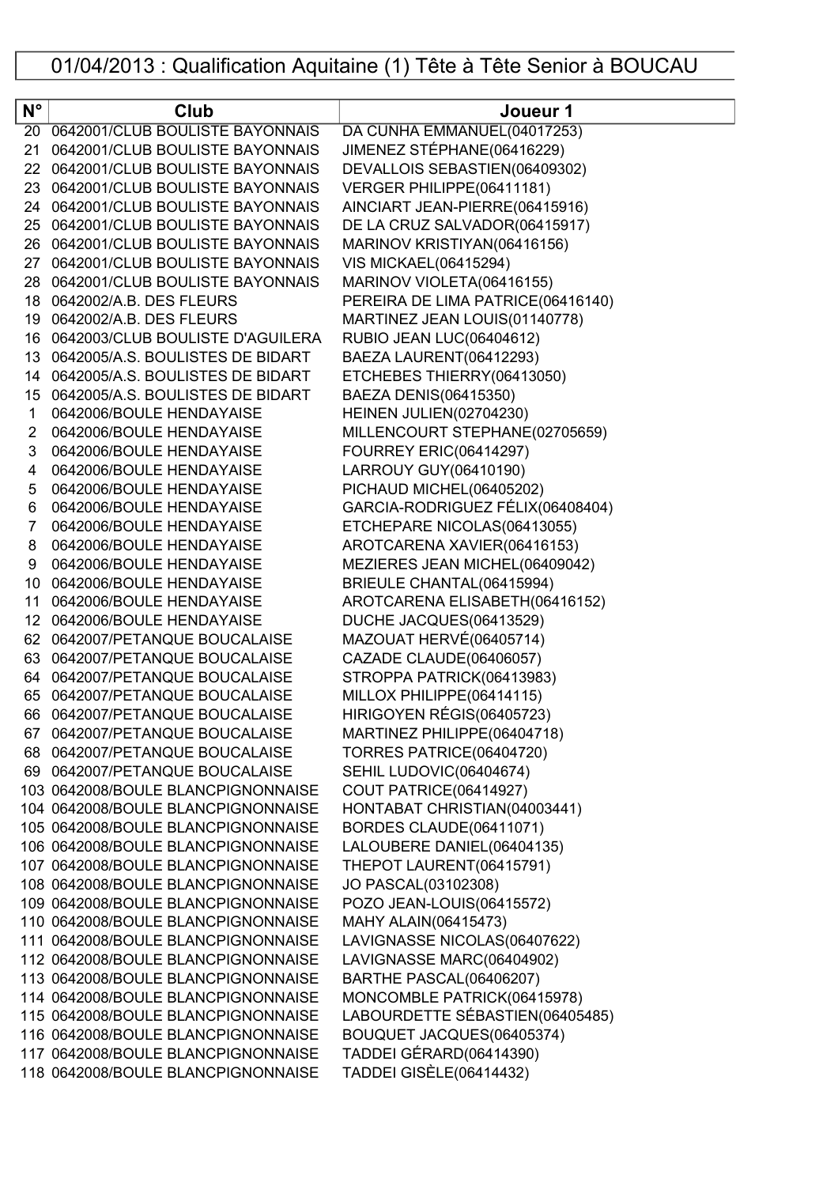# 01/04/2013 : Qualification Aquitaine (1) Tête à Tête Senior à BOUCAU

| N° | Club | Joueur 1 |
|---|---|---|
| 20 | 0642001/CLUB BOULISTE BAYONNAIS | DA CUNHA EMMANUEL(04017253) |
| 21 | 0642001/CLUB BOULISTE BAYONNAIS | JIMENEZ STÉPHANE(06416229) |
| 22 | 0642001/CLUB BOULISTE BAYONNAIS | DEVALLOIS SEBASTIEN(06409302) |
| 23 | 0642001/CLUB BOULISTE BAYONNAIS | VERGER PHILIPPE(06411181) |
| 24 | 0642001/CLUB BOULISTE BAYONNAIS | AINCIART JEAN-PIERRE(06415916) |
| 25 | 0642001/CLUB BOULISTE BAYONNAIS | DE LA CRUZ SALVADOR(06415917) |
| 26 | 0642001/CLUB BOULISTE BAYONNAIS | MARINOV KRISTIYAN(06416156) |
| 27 | 0642001/CLUB BOULISTE BAYONNAIS | VIS MICKAEL(06415294) |
| 28 | 0642001/CLUB BOULISTE BAYONNAIS | MARINOV VIOLETA(06416155) |
| 18 | 0642002/A.B. DES FLEURS | PEREIRA DE LIMA PATRICE(06416140) |
| 19 | 0642002/A.B. DES FLEURS | MARTINEZ JEAN LOUIS(01140778) |
| 16 | 0642003/CLUB BOULISTE D'AGUILERA | RUBIO JEAN LUC(06404612) |
| 13 | 0642005/A.S. BOULISTES DE BIDART | BAEZA LAURENT(06412293) |
| 14 | 0642005/A.S. BOULISTES DE BIDART | ETCHEBES THIERRY(06413050) |
| 15 | 0642005/A.S. BOULISTES DE BIDART | BAEZA DENIS(06415350) |
| 1 | 0642006/BOULE HENDAYAISE | HEINEN JULIEN(02704230) |
| 2 | 0642006/BOULE HENDAYAISE | MILLENCOURT STEPHANE(02705659) |
| 3 | 0642006/BOULE HENDAYAISE | FOURREY ERIC(06414297) |
| 4 | 0642006/BOULE HENDAYAISE | LARROUY GUY(06410190) |
| 5 | 0642006/BOULE HENDAYAISE | PICHAUD MICHEL(06405202) |
| 6 | 0642006/BOULE HENDAYAISE | GARCIA-RODRIGUEZ FÉLIX(06408404) |
| 7 | 0642006/BOULE HENDAYAISE | ETCHEPARE NICOLAS(06413055) |
| 8 | 0642006/BOULE HENDAYAISE | AROTCARENA XAVIER(06416153) |
| 9 | 0642006/BOULE HENDAYAISE | MEZIERES JEAN MICHEL(06409042) |
| 10 | 0642006/BOULE HENDAYAISE | BRIEULE CHANTAL(06415994) |
| 11 | 0642006/BOULE HENDAYAISE | AROTCARENA ELISABETH(06416152) |
| 12 | 0642006/BOULE HENDAYAISE | DUCHE JACQUES(06413529) |
| 62 | 0642007/PETANQUE BOUCALAISE | MAZOUAT HERVÉ(06405714) |
| 63 | 0642007/PETANQUE BOUCALAISE | CAZADE CLAUDE(06406057) |
| 64 | 0642007/PETANQUE BOUCALAISE | STROPPA PATRICK(06413983) |
| 65 | 0642007/PETANQUE BOUCALAISE | MILLOX PHILIPPE(06414115) |
| 66 | 0642007/PETANQUE BOUCALAISE | HIRIGOYEN RÉGIS(06405723) |
| 67 | 0642007/PETANQUE BOUCALAISE | MARTINEZ PHILIPPE(06404718) |
| 68 | 0642007/PETANQUE BOUCALAISE | TORRES PATRICE(06404720) |
| 69 | 0642007/PETANQUE BOUCALAISE | SEHIL LUDOVIC(06404674) |
| 103 | 0642008/BOULE BLANCPIGNONNAISE | COUT PATRICE(06414927) |
| 104 | 0642008/BOULE BLANCPIGNONNAISE | HONTABAT CHRISTIAN(04003441) |
| 105 | 0642008/BOULE BLANCPIGNONNAISE | BORDES CLAUDE(06411071) |
| 106 | 0642008/BOULE BLANCPIGNONNAISE | LALOUBERE DANIEL(06404135) |
| 107 | 0642008/BOULE BLANCPIGNONNAISE | THEPOT LAURENT(06415791) |
| 108 | 0642008/BOULE BLANCPIGNONNAISE | JO PASCAL(03102308) |
| 109 | 0642008/BOULE BLANCPIGNONNAISE | POZO JEAN-LOUIS(06415572) |
| 110 | 0642008/BOULE BLANCPIGNONNAISE | MAHY ALAIN(06415473) |
| 111 | 0642008/BOULE BLANCPIGNONNAISE | LAVIGNASSE NICOLAS(06407622) |
| 112 | 0642008/BOULE BLANCPIGNONNAISE | LAVIGNASSE MARC(06404902) |
| 113 | 0642008/BOULE BLANCPIGNONNAISE | BARTHE PASCAL(06406207) |
| 114 | 0642008/BOULE BLANCPIGNONNAISE | MONCOMBLE PATRICK(06415978) |
| 115 | 0642008/BOULE BLANCPIGNONNAISE | LABOURDETTE SÉBASTIEN(06405485) |
| 116 | 0642008/BOULE BLANCPIGNONNAISE | BOUQUET JACQUES(06405374) |
| 117 | 0642008/BOULE BLANCPIGNONNAISE | TADDEI GÉRARD(06414390) |
| 118 | 0642008/BOULE BLANCPIGNONNAISE | TADDEI GISÈLE(06414432) |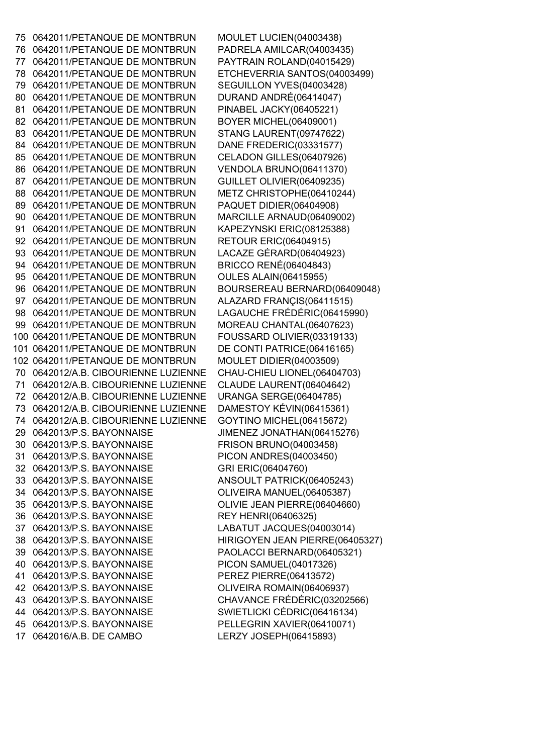| | | |
|---|---|---|
| 75 | 0642011/PETANQUE DE MONTBRUN | MOULET LUCIEN(04003438) |
| 76 | 0642011/PETANQUE DE MONTBRUN | PADRELA AMILCAR(04003435) |
| 77 | 0642011/PETANQUE DE MONTBRUN | PAYTRAIN ROLAND(04015429) |
| 78 | 0642011/PETANQUE DE MONTBRUN | ETCHEVERRIA SANTOS(04003499) |
| 79 | 0642011/PETANQUE DE MONTBRUN | SEGUILLON YVES(04003428) |
| 80 | 0642011/PETANQUE DE MONTBRUN | DURAND ANDRÉ(06414047) |
| 81 | 0642011/PETANQUE DE MONTBRUN | PINABEL JACKY(06405221) |
| 82 | 0642011/PETANQUE DE MONTBRUN | BOYER MICHEL(06409001) |
| 83 | 0642011/PETANQUE DE MONTBRUN | STANG LAURENT(09747622) |
| 84 | 0642011/PETANQUE DE MONTBRUN | DANE FREDERIC(03331577) |
| 85 | 0642011/PETANQUE DE MONTBRUN | CELADON GILLES(06407926) |
| 86 | 0642011/PETANQUE DE MONTBRUN | VENDOLA BRUNO(06411370) |
| 87 | 0642011/PETANQUE DE MONTBRUN | GUILLET OLIVIER(06409235) |
| 88 | 0642011/PETANQUE DE MONTBRUN | METZ CHRISTOPHE(06410244) |
| 89 | 0642011/PETANQUE DE MONTBRUN | PAQUET DIDIER(06404908) |
| 90 | 0642011/PETANQUE DE MONTBRUN | MARCILLE ARNAUD(06409002) |
| 91 | 0642011/PETANQUE DE MONTBRUN | KAPEZYNSKI ERIC(08125388) |
| 92 | 0642011/PETANQUE DE MONTBRUN | RETOUR ERIC(06404915) |
| 93 | 0642011/PETANQUE DE MONTBRUN | LACAZE GÉRARD(06404923) |
| 94 | 0642011/PETANQUE DE MONTBRUN | BRICCO RENÉ(06404843) |
| 95 | 0642011/PETANQUE DE MONTBRUN | OULES ALAIN(06415955) |
| 96 | 0642011/PETANQUE DE MONTBRUN | BOURSEREAU BERNARD(06409048) |
| 97 | 0642011/PETANQUE DE MONTBRUN | ALAZARD FRANÇIS(06411515) |
| 98 | 0642011/PETANQUE DE MONTBRUN | LAGAUCHE FRÉDÉRIC(06415990) |
| 99 | 0642011/PETANQUE DE MONTBRUN | MOREAU CHANTAL(06407623) |
| 100 | 0642011/PETANQUE DE MONTBRUN | FOUSSARD OLIVIER(03319133) |
| 101 | 0642011/PETANQUE DE MONTBRUN | DE CONTI PATRICE(06416165) |
| 102 | 0642011/PETANQUE DE MONTBRUN | MOULET DIDIER(04003509) |
| 70 | 0642012/A.B. CIBOURIENNE LUZIENNE | CHAU-CHIEU LIONEL(06404703) |
| 71 | 0642012/A.B. CIBOURIENNE LUZIENNE | CLAUDE LAURENT(06404642) |
| 72 | 0642012/A.B. CIBOURIENNE LUZIENNE | URANGA SERGE(06404785) |
| 73 | 0642012/A.B. CIBOURIENNE LUZIENNE | DAMESTOY KÉVIN(06415361) |
| 74 | 0642012/A.B. CIBOURIENNE LUZIENNE | GOYTINO MICHEL(06415672) |
| 29 | 0642013/P.S. BAYONNAISE | JIMENEZ JONATHAN(06415276) |
| 30 | 0642013/P.S. BAYONNAISE | FRISON BRUNO(04003458) |
| 31 | 0642013/P.S. BAYONNAISE | PICON ANDRES(04003450) |
| 32 | 0642013/P.S. BAYONNAISE | GRI ERIC(06404760) |
| 33 | 0642013/P.S. BAYONNAISE | ANSOULT PATRICK(06405243) |
| 34 | 0642013/P.S. BAYONNAISE | OLIVEIRA MANUEL(06405387) |
| 35 | 0642013/P.S. BAYONNAISE | OLIVIE JEAN PIERRE(06404660) |
| 36 | 0642013/P.S. BAYONNAISE | REY HENRI(06406325) |
| 37 | 0642013/P.S. BAYONNAISE | LABATUT JACQUES(04003014) |
| 38 | 0642013/P.S. BAYONNAISE | HIRIGOYEN JEAN PIERRE(06405327) |
| 39 | 0642013/P.S. BAYONNAISE | PAOLACCI BERNARD(06405321) |
| 40 | 0642013/P.S. BAYONNAISE | PICON SAMUEL(04017326) |
| 41 | 0642013/P.S. BAYONNAISE | PEREZ PIERRE(06413572) |
| 42 | 0642013/P.S. BAYONNAISE | OLIVEIRA ROMAIN(06406937) |
| 43 | 0642013/P.S. BAYONNAISE | CHAVANCE FRÉDÉRIC(03202566) |
| 44 | 0642013/P.S. BAYONNAISE | SWIETLICKI CÉDRIC(06416134) |
| 45 | 0642013/P.S. BAYONNAISE | PELLEGRIN XAVIER(06410071) |
| 17 | 0642016/A.B. DE CAMBO | LERZY JOSEPH(06415893) |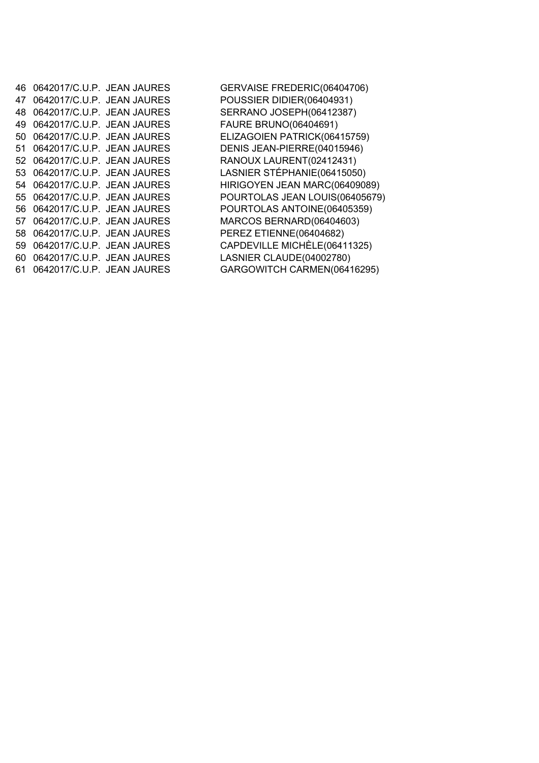| | | |
|---|---|---|
| 46 | 0642017/C.U.P. JEAN JAURES | GERVAISE FREDERIC(06404706) |
| 47 | 0642017/C.U.P. JEAN JAURES | POUSSIER DIDIER(06404931) |
| 48 | 0642017/C.U.P. JEAN JAURES | SERRANO JOSEPH(06412387) |
| 49 | 0642017/C.U.P. JEAN JAURES | FAURE BRUNO(06404691) |
| 50 | 0642017/C.U.P. JEAN JAURES | ELIZAGOIEN PATRICK(06415759) |
| 51 | 0642017/C.U.P. JEAN JAURES | DENIS JEAN-PIERRE(04015946) |
| 52 | 0642017/C.U.P. JEAN JAURES | RANOUX LAURENT(02412431) |
| 53 | 0642017/C.U.P. JEAN JAURES | LASNIER STÉPHANIE(06415050) |
| 54 | 0642017/C.U.P. JEAN JAURES | HIRIGOYEN JEAN MARC(06409089) |
| 55 | 0642017/C.U.P. JEAN JAURES | POURTOLAS JEAN LOUIS(06405679) |
| 56 | 0642017/C.U.P. JEAN JAURES | POURTOLAS ANTOINE(06405359) |
| 57 | 0642017/C.U.P. JEAN JAURES | MARCOS BERNARD(06404603) |
| 58 | 0642017/C.U.P. JEAN JAURES | PEREZ ETIENNE(06404682) |
| 59 | 0642017/C.U.P. JEAN JAURES | CAPDEVILLE MICHÈLE(06411325) |
| 60 | 0642017/C.U.P. JEAN JAURES | LASNIER CLAUDE(04002780) |
| 61 | 0642017/C.U.P. JEAN JAURES | GARGOWITCH CARMEN(06416295) |